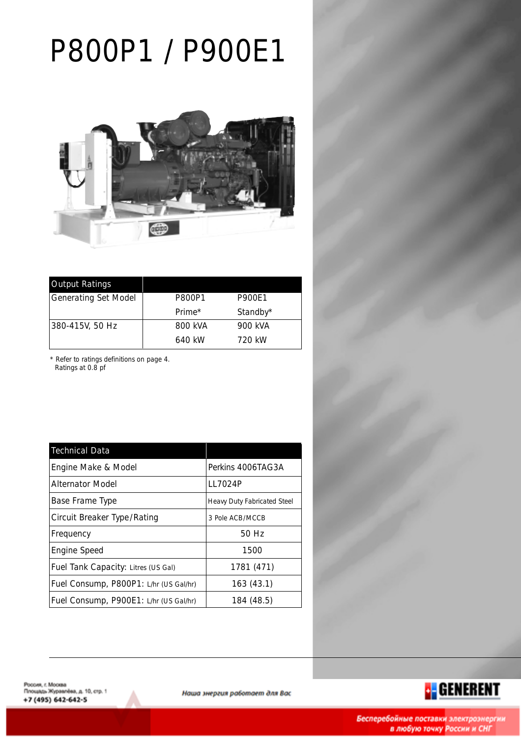# P800P1 / P900E1

| Output Ratings | | |
|---|---|---|
| Generating Set Model | P800P1 | P900E1 |
| | Prime* | Standby* |
| 380-415V, 50 Hz | 800 kVA | 900 kVA |
| | 640 kW | 720 kW |

\* Refer to ratings definitions on page 4.
Ratings at 0.8 pf

| Technical Data | |
|---|---|
| Engine Make & Model | Perkins 4006TAG3A |
| Alternator Model | LL7024P |
| Base Frame Type | Heavy Duty Fabricated Steel |
| Circuit Breaker Type/Rating | 3 Pole ACB/MCCB |
| Frequency | 50 Hz |
| Engine Speed | 1500 |
| Fuel Tank Capacity: Litres (US Gal) | 1781 (471) |
| Fuel Consump, P800P1: L/hr (US Gal/hr) | 163 (43.1) |
| Fuel Consump, P900E1: L/hr (US Gal/hr) | 184 (48.5) |

Россия, г. Москва
Площадь Журавлёва, д. 10, стр. 1
+7 (495) 642-642-5

*Наша энергия работает для Вас*

GENERENT

*Бесперебойные поставки электроэнергии в любую точку России и СНГ*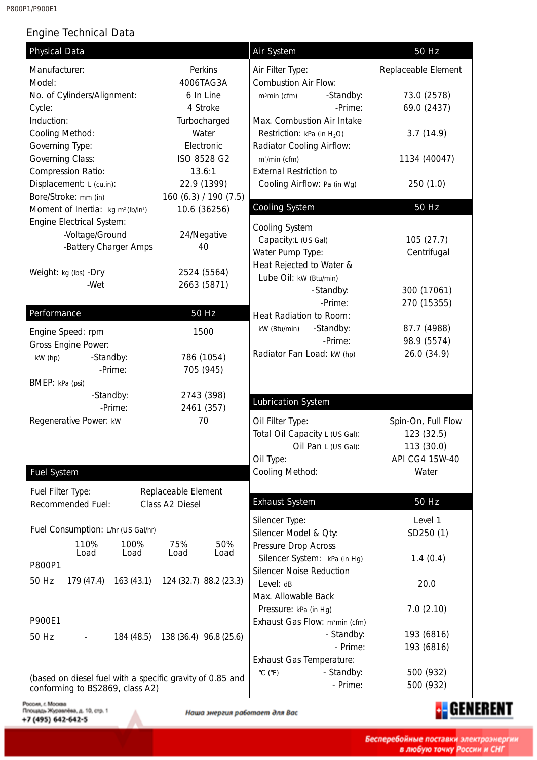## Engine Technical Data

### Physical Data

| | |
|---|---|
| Manufacturer: | Perkins |
| Model: | 4006TAG3A |
| No. of Cylinders/Alignment: | 6 In Line |
| Cycle: | 4 Stroke |
| Induction: | Turbocharged |
| Cooling Method: | Water |
| Governing Type: | Electronic |
| Governing Class: | ISO 8528 G2 |
| Compression Ratio: | 13.6:1 |
| Displacement: L (cu.in): | 22.9 (1399) |
| Bore/Stroke: mm (in) | 160 (6.3) / 190 (7.5) |
| Moment of Inertia: kg m² (lb/in²) | 10.6 (36256) |
| Engine Electrical System: | |
| -Voltage/Ground | 24/Negative |
| -Battery Charger Amps | 40 |
| Weight: kg (lbs) -Dry | 2524 (5564) |
| -Wet | 2663 (5871) |

### Performance

| | 50 Hz |
|---|---|
| Engine Speed: rpm | 1500 |
| Gross Engine Power: kW (hp) -Standby: | 786 (1054) |
| -Prime: | 705 (945) |
| BMEP: kPa (psi) -Standby: | 2743 (398) |
| -Prime: | 2461 (357) |
| Regenerative Power: kW | 70 |

### Fuel System

| | |
|---|---|
| Fuel Filter Type: | Replaceable Element |
| Recommended Fuel: | Class A2 Diesel |

Fuel Consumption: L/hr (US Gal/hr)

| | 110% Load | 100% Load | 75% Load | 50% Load |
|---|---|---|---|---|
| **P800P1** | | | | |
| 50 Hz | 179 (47.4) | 163 (43.1) | 124 (32.7) | 88.2 (23.3) |
| **P900E1** | | | | |
| 50 Hz | - | 184 (48.5) | 138 (36.4) | 96.8 (25.6) |

(based on diesel fuel with a specific gravity of 0.85 and conforming to BS2869, class A2)

### Air System

| | 50 Hz |
|---|---|
| Air Filter Type: | Replaceable Element |
| Combustion Air Flow: m³min (cfm) -Standby: | 73.0 (2578) |
| -Prime: | 69.0 (2437) |
| Max. Combustion Air Intake Restriction: kPa (in $H_2O$) | 3.7 (14.9) |
| Radiator Cooling Airflow: m³/min (cfm) | 1134 (40047) |
| External Restriction to Cooling Airflow: Pa (in Wg) | 250 (1.0) |

### Cooling System

| | 50 Hz |
|---|---|
| Cooling System Capacity: L (US Gal) | 105 (27.7) |
| Water Pump Type: | Centrifugal |
| Heat Rejected to Water & Lube Oil: kW (Btu/min) -Standby: | 300 (17061) |
| -Prime: | 270 (15355) |
| Heat Radiation to Room: kW (Btu/min) -Standby: | 87.7 (4988) |
| -Prime: | 98.9 (5574) |
| Radiator Fan Load: kW (hp) | 26.0 (34.9) |

### Lubrication System

| | |
|---|---|
| Oil Filter Type: | Spin-On, Full Flow |
| Total Oil Capacity L (US Gal): | 123 (32.5) |
| Oil Pan L (US Gal): | 113 (30.0) |
| Oil Type: | API CG4 15W-40 |
| Cooling Method: | Water |

### Exhaust System

| | 50 Hz |
|---|---|
| Silencer Type: | Level 1 |
| Silencer Model & Qty: | SD250 (1) |
| Pressure Drop Across Silencer System: kPa (in Hg) | 1.4 (0.4) |
| Silencer Noise Reduction Level: dB | 20.0 |
| Max. Allowable Back Pressure: kPa (in Hg) | 7.0 (2.10) |
| Exhaust Gas Flow: m³min (cfm) - Standby: | 193 (6816) |
| - Prime: | 193 (6816) |
| Exhaust Gas Temperature: °C (°F) - Standby: | 500 (932) |
| - Prime: | 500 (932) |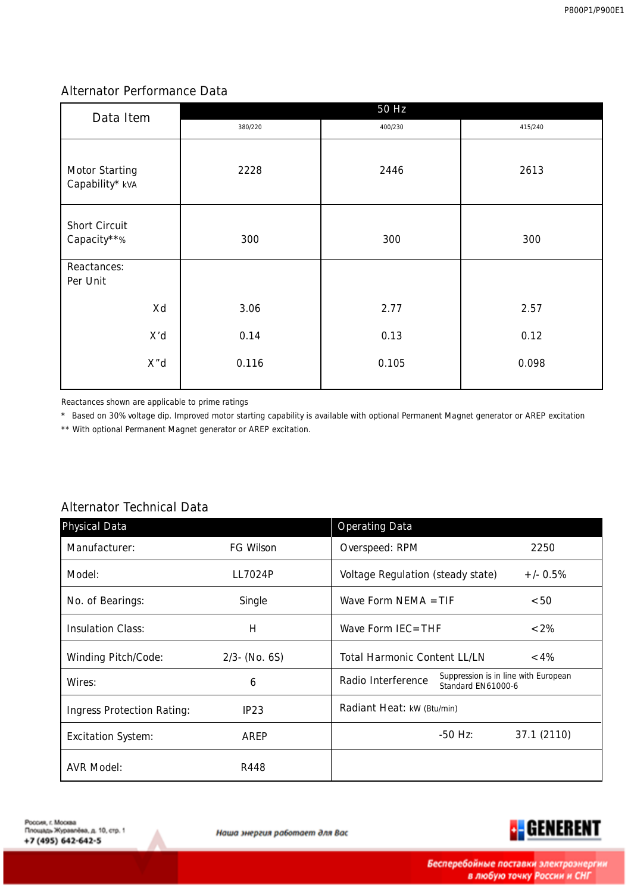## Alternator Performance Data

| Data Item | 50 Hz | | |
|---|---|---|---|
| | 380/220 | 400/230 | 415/240 |
| Motor Starting Capability* kVA | 2228 | 2446 | 2613 |
| Short Circuit Capacity**% | 300 | 300 | 300 |
| Reactances: Per Unit | | | |
| Xd | 3.06 | 2.77 | 2.57 |
| X'd | 0.14 | 0.13 | 0.12 |
| X"d | 0.116 | 0.105 | 0.098 |

Reactances shown are applicable to prime ratings

\* Based on 30% voltage dip. Improved motor starting capability is available with optional Permanent Magnet generator or AREP excitation

** With optional Permanent Magnet generator or AREP excitation.

## Alternator Technical Data

| Physical Data | | Operating Data | |
|---|---|---|---|
| Manufacturer: | FG Wilson | Overspeed: RPM | 2250 |
| Model: | LL7024P | Voltage Regulation (steady state) | +/- 0.5% |
| No. of Bearings: | Single | Wave Form NEMA =TIF | <50 |
| Insulation Class: | H | Wave Form IEC=THF | <2% |
| Winding Pitch/Code: | 2/3- (No. 6S) | Total Harmonic Content LL/LN | <4% |
| Wires: | 6 | Radio Interference | Suppression is in line with European Standard EN61000-6 |
| Ingress Protection Rating: | IP23 | Radiant Heat: kW (Btu/min) | |
| Excitation System: | AREP | -50 Hz: | 37.1 (2110) |
| AVR Model: | R448 | | |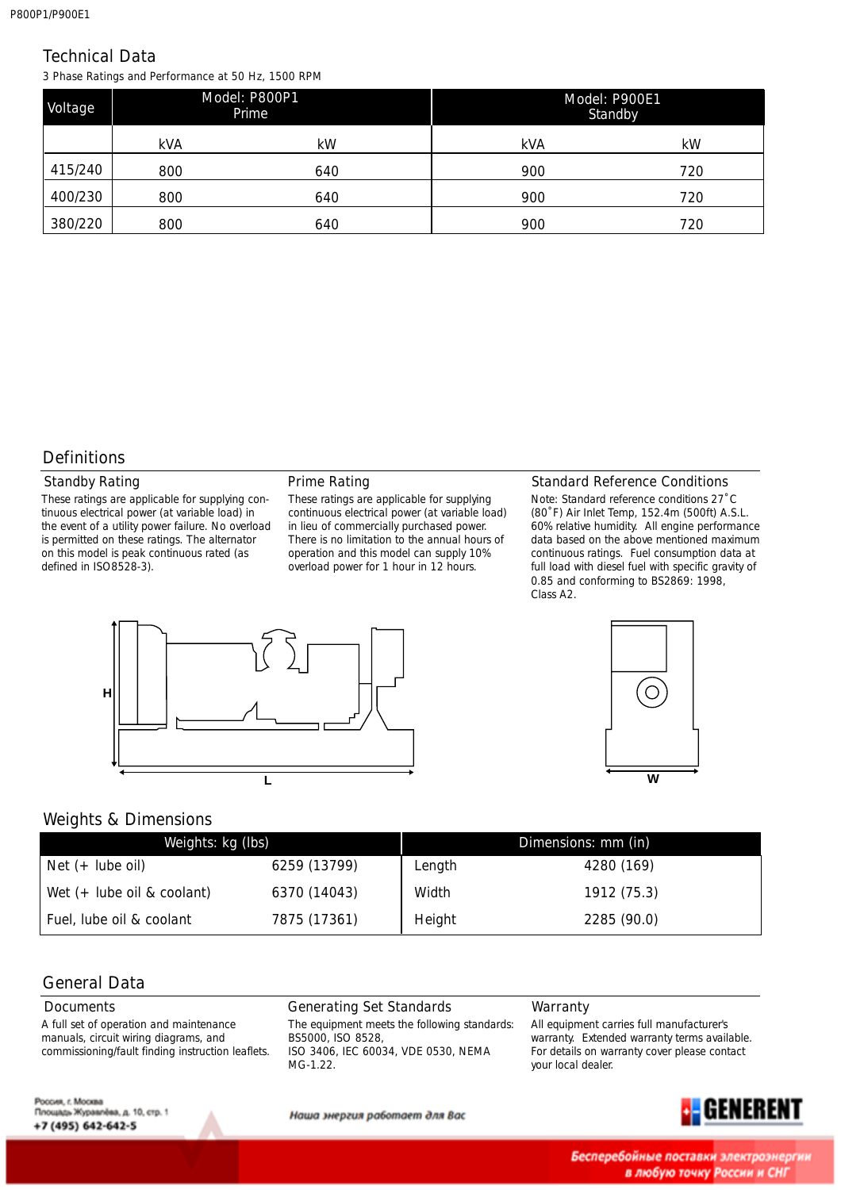## Technical Data

3 Phase Ratings and Performance at 50 Hz, 1500 RPM

| Voltage | Model: P800P1 Prime | | Model: P900E1 Standby | |
|---|---|---|---|---|
| | kVA | kW | kVA | kW |
| 415/240 | 800 | 640 | 900 | 720 |
| 400/230 | 800 | 640 | 900 | 720 |
| 380/220 | 800 | 640 | 900 | 720 |

## Definitions

### Standby Rating

These ratings are applicable for supplying continuous electrical power (at variable load) in the event of a utility power failure. No overload is permitted on these ratings. The alternator on this model is peak continuous rated (as defined in ISO8528-3).

### Prime Rating

These ratings are applicable for supplying continuous electrical power (at variable load) in lieu of commercially purchased power. There is no limitation to the annual hours of operation and this model can supply 10% overload power for 1 hour in 12 hours.

### Standard Reference Conditions

Note: Standard reference conditions 27˚C (80˚F) Air Inlet Temp, 152.4m (500ft) A.S.L. 60% relative humidity. All engine performance data based on the above mentioned maximum continuous ratings. Fuel consumption data at full load with diesel fuel with specific gravity of 0.85 and conforming to BS2869: 1998, Class A2.

H

L

W

## Weights & Dimensions

| Weights: kg (lbs) | | Dimensions: mm (in) | |
|---|---|---|---|
| Net (+ lube oil) | 6259 (13799) | Length | 4280 (169) |
| Wet (+ lube oil & coolant) | 6370 (14043) | Width | 1912 (75.3) |
| Fuel, lube oil & coolant | 7875 (17361) | Height | 2285 (90.0) |

## General Data

### Documents

A full set of operation and maintenance manuals, circuit wiring diagrams, and commissioning/fault finding instruction leaflets.

### Generating Set Standards

The equipment meets the following standards: BS5000, ISO 8528, ISO 3406, IEC 60034, VDE 0530, NEMA MG-1.22.

### Warranty

All equipment carries full manufacturer's warranty. Extended warranty terms available. For details on warranty cover please contact your local dealer.

Россия, г. Москва
Площадь Журавлёва, д. 10, стр. 1
+7 (495) 642-642-5

Наша энергия работает для Вас

GENERENT

Бесперебойные поставки электроэнергии в любую точку России и СНГ